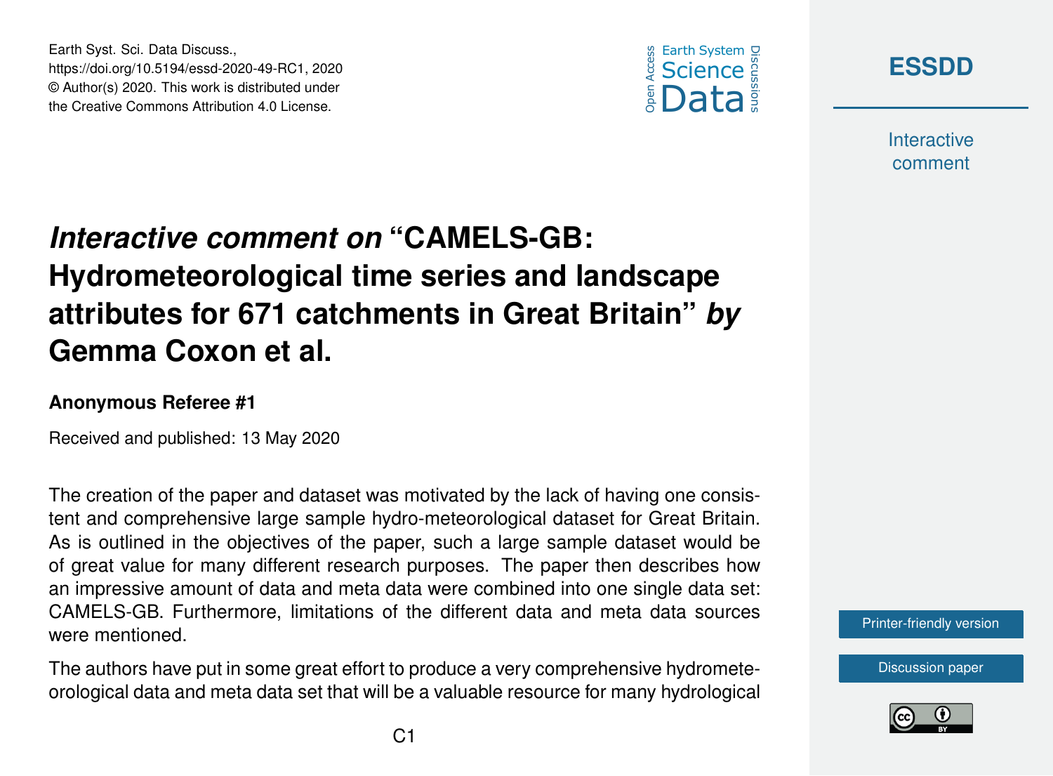# *Interactive comment on* "CAMELS-GB: Hydrometeorological time series and landscape attributes for 671 catchments in Great Britain" *by* Gemma Coxon et al.

**Anonymous Referee #1**

Received and published: 13 May 2020

The creation of the paper and dataset was motivated by the lack of having one consistent and comprehensive large sample hydro-meteorological dataset for Great Britain. As is outlined in the objectives of the paper, such a large sample dataset would be of great value for many different research purposes. The paper then describes how an impressive amount of data and meta data were combined into one single data set: CAMELS-GB. Furthermore, limitations of the different data and meta data sources were mentioned.

The authors have put in some great effort to produce a very comprehensive hydrometeorological data and meta data set that will be a valuable resource for many hydrological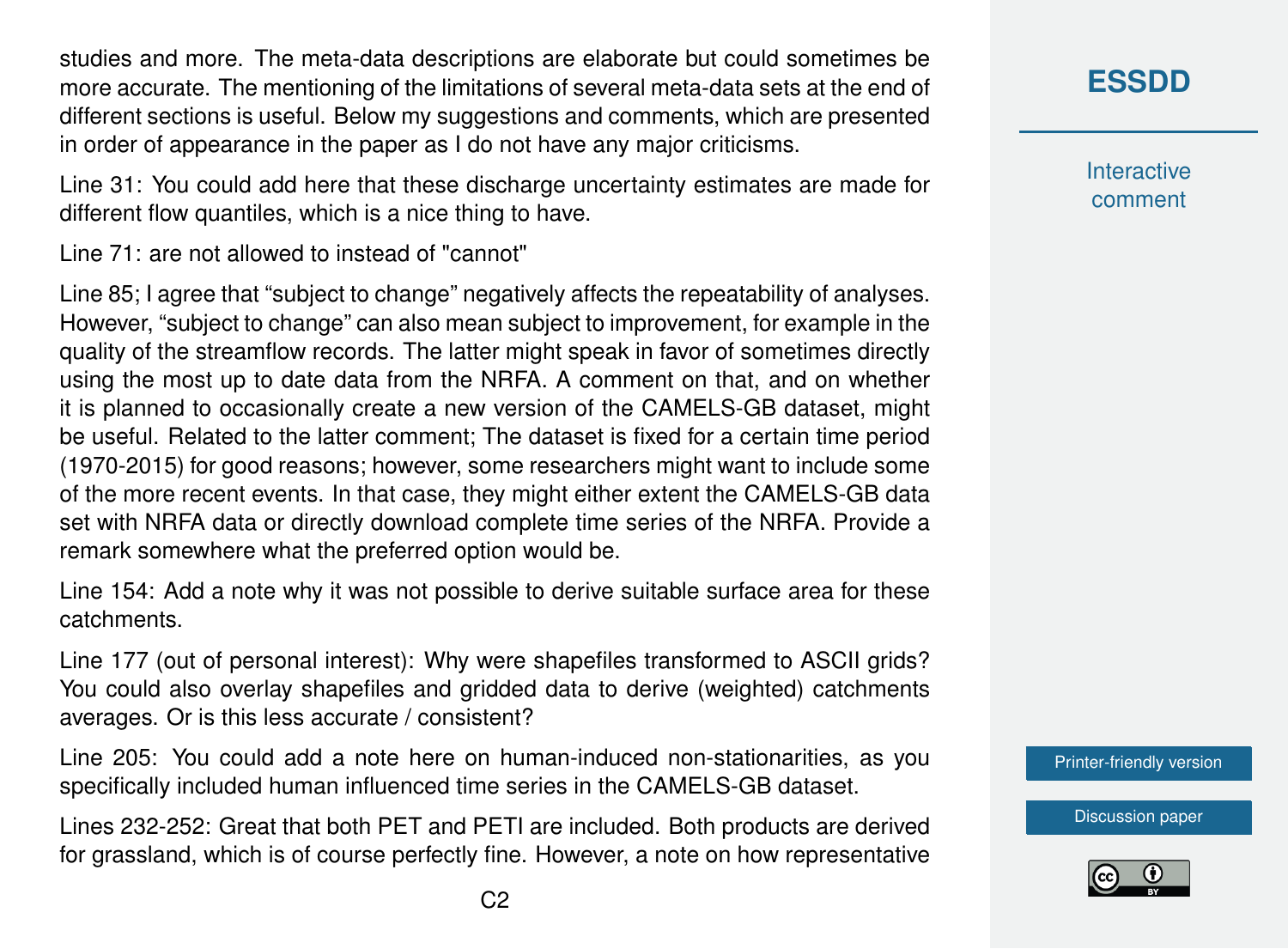studies and more. The meta-data descriptions are elaborate but could sometimes be more accurate. The mentioning of the limitations of several meta-data sets at the end of different sections is useful. Below my suggestions and comments, which are presented in order of appearance in the paper as I do not have any major criticisms.

Line 31: You could add here that these discharge uncertainty estimates are made for different flow quantiles, which is a nice thing to have.

Line 71: are not allowed to instead of "cannot"

Line 85; I agree that "subject to change" negatively affects the repeatability of analyses. However, "subject to change" can also mean subject to improvement, for example in the quality of the streamflow records. The latter might speak in favor of sometimes directly using the most up to date data from the NRFA. A comment on that, and on whether it is planned to occasionally create a new version of the CAMELS-GB dataset, might be useful. Related to the latter comment; The dataset is fixed for a certain time period (1970-2015) for good reasons; however, some researchers might want to include some of the more recent events. In that case, they might either extent the CAMELS-GB data set with NRFA data or directly download complete time series of the NRFA. Provide a remark somewhere what the preferred option would be.

Line 154: Add a note why it was not possible to derive suitable surface area for these catchments.

Line 177 (out of personal interest): Why were shapefiles transformed to ASCII grids? You could also overlay shapefiles and gridded data to derive (weighted) catchments averages. Or is this less accurate / consistent?

Line 205: You could add a note here on human-induced non-stationarities, as you specifically included human influenced time series in the CAMELS-GB dataset.

Lines 232-252: Great that both PET and PETI are included. Both products are derived for grassland, which is of course perfectly fine. However, a note on how representative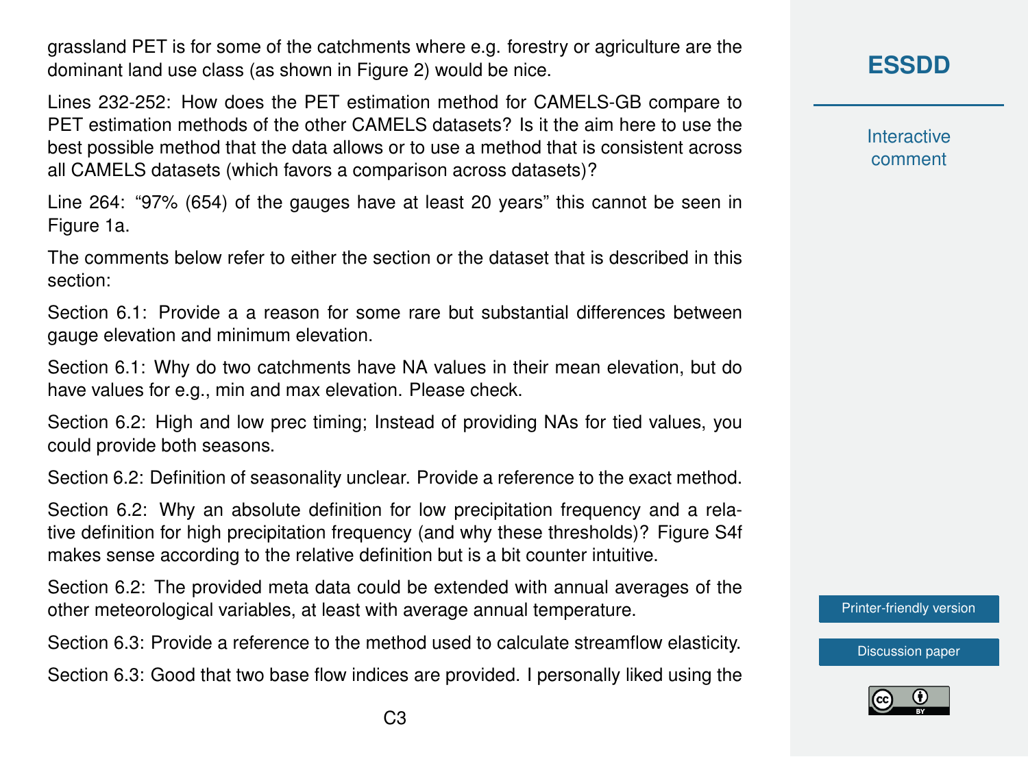grassland PET is for some of the catchments where e.g. forestry or agriculture are the dominant land use class (as shown in Figure 2) would be nice.

Lines 232-252: How does the PET estimation method for CAMELS-GB compare to PET estimation methods of the other CAMELS datasets? Is it the aim here to use the best possible method that the data allows or to use a method that is consistent across all CAMELS datasets (which favors a comparison across datasets)?

Line 264: "97% (654) of the gauges have at least 20 years" this cannot be seen in Figure 1a.

The comments below refer to either the section or the dataset that is described in this section:

Section 6.1: Provide a a reason for some rare but substantial differences between gauge elevation and minimum elevation.

Section 6.1: Why do two catchments have NA values in their mean elevation, but do have values for e.g., min and max elevation. Please check.

Section 6.2: High and low prec timing; Instead of providing NAs for tied values, you could provide both seasons.

Section 6.2: Definition of seasonality unclear. Provide a reference to the exact method.

Section 6.2: Why an absolute definition for low precipitation frequency and a relative definition for high precipitation frequency (and why these thresholds)? Figure S4f makes sense according to the relative definition but is a bit counter intuitive.

Section 6.2: The provided meta data could be extended with annual averages of the other meteorological variables, at least with average annual temperature.

Section 6.3: Provide a reference to the method used to calculate streamflow elasticity.

Section 6.3: Good that two base flow indices are provided. I personally liked using the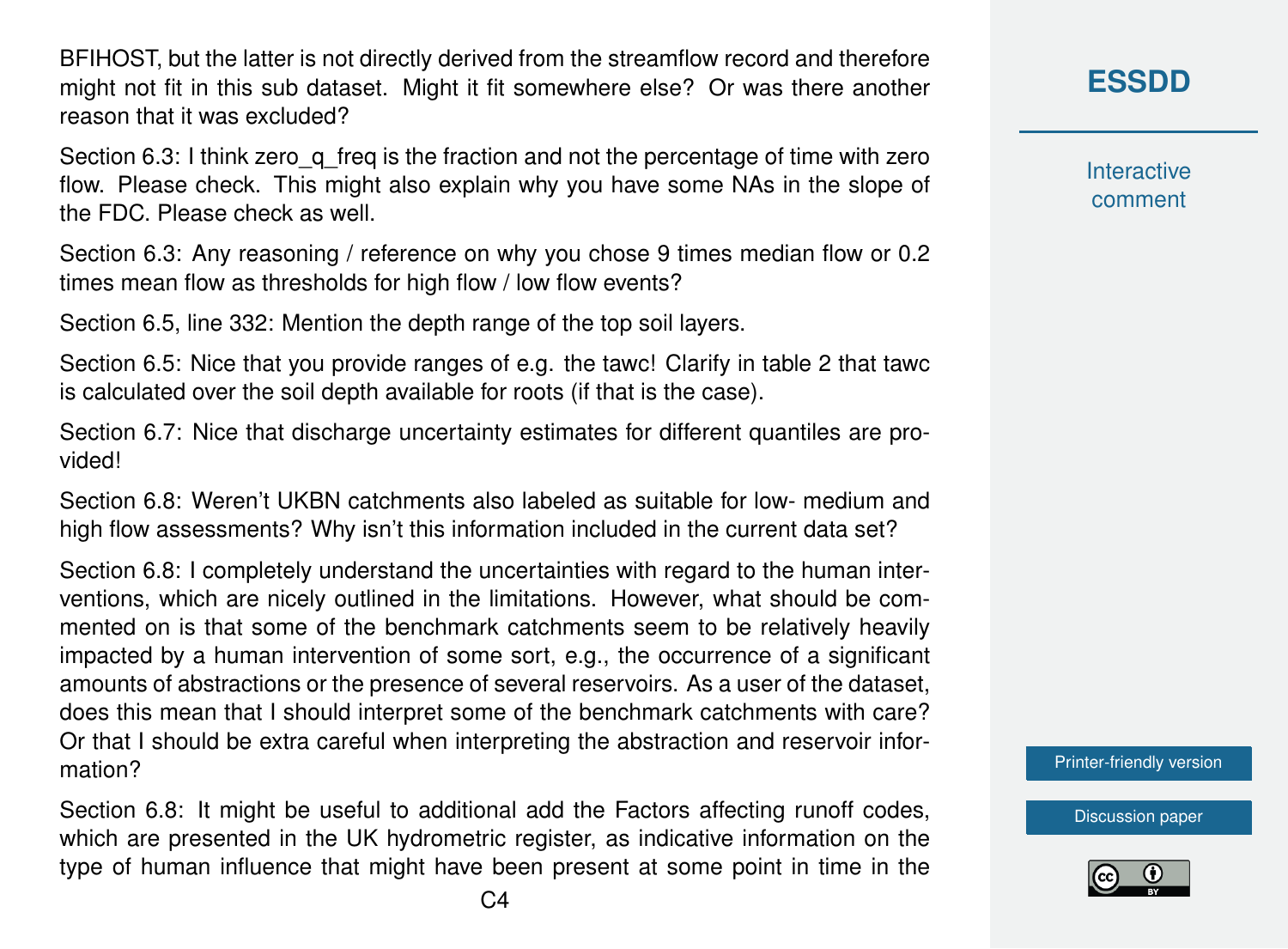BFIHOST, but the latter is not directly derived from the streamflow record and therefore might not fit in this sub dataset. Might it fit somewhere else? Or was there another reason that it was excluded?

Section 6.3: I think zero_q_freq is the fraction and not the percentage of time with zero flow. Please check. This might also explain why you have some NAs in the slope of the FDC. Please check as well.

Section 6.3: Any reasoning / reference on why you chose 9 times median flow or 0.2 times mean flow as thresholds for high flow / low flow events?

Section 6.5, line 332: Mention the depth range of the top soil layers.

Section 6.5: Nice that you provide ranges of e.g. the tawc! Clarify in table 2 that tawc is calculated over the soil depth available for roots (if that is the case).

Section 6.7: Nice that discharge uncertainty estimates for different quantiles are provided!

Section 6.8: Weren't UKBN catchments also labeled as suitable for low- medium and high flow assessments? Why isn't this information included in the current data set?

Section 6.8: I completely understand the uncertainties with regard to the human interventions, which are nicely outlined in the limitations. However, what should be commented on is that some of the benchmark catchments seem to be relatively heavily impacted by a human intervention of some sort, e.g., the occurrence of a significant amounts of abstractions or the presence of several reservoirs. As a user of the dataset, does this mean that I should interpret some of the benchmark catchments with care? Or that I should be extra careful when interpreting the abstraction and reservoir information?

Section 6.8: It might be useful to additional add the Factors affecting runoff codes, which are presented in the UK hydrometric register, as indicative information on the type of human influence that might have been present at some point in time in the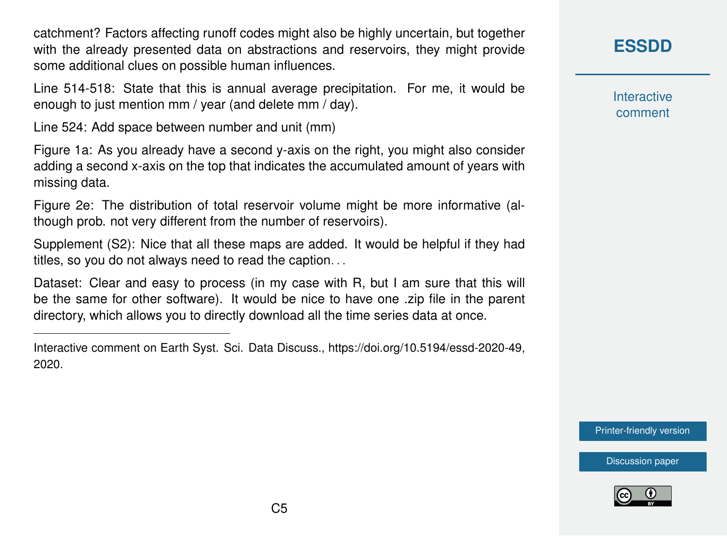catchment? Factors affecting runoff codes might also be highly uncertain, but together with the already presented data on abstractions and reservoirs, they might provide some additional clues on possible human influences.

Line 514-518: State that this is annual average precipitation. For me, it would be enough to just mention mm / year (and delete mm / day).

Line 524: Add space between number and unit (mm)

Figure 1a: As you already have a second y-axis on the right, you might also consider adding a second x-axis on the top that indicates the accumulated amount of years with missing data.

Figure 2e: The distribution of total reservoir volume might be more informative (although prob. not very different from the number of reservoirs).

Supplement (S2): Nice that all these maps are added. It would be helpful if they had titles, so you do not always need to read the caption...

Dataset: Clear and easy to process (in my case with R, but I am sure that this will be the same for other software). It would be nice to have one .zip file in the parent directory, which allows you to directly download all the time series data at once.

---

Interactive comment on Earth Syst. Sci. Data Discuss., https://doi.org/10.5194/essd-2020-49, 2020.